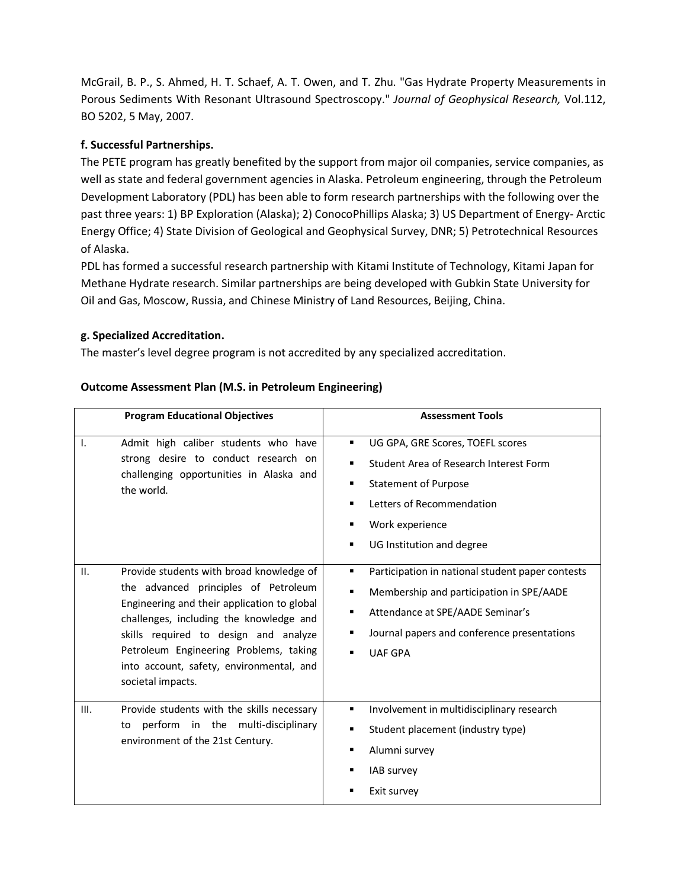McGrail, B. P., S. Ahmed, H. T. Schaef, A. T. Owen, and T. Zhu. "Gas Hydrate Property Measurements in Porous Sediments With Resonant Ultrasound Spectroscopy." *Journal of Geophysical Research,* Vol.112, BO 5202, 5 May, 2007.

**f. Successful Partnerships.**

The PETE program has greatly benefited by the support from major oil companies, service companies, as well as state and federal government agencies in Alaska. Petroleum engineering, through the Petroleum Development Laboratory (PDL) has been able to form research partnerships with the following over the past three years: 1) BP Exploration (Alaska); 2) ConocoPhillips Alaska; 3) US Department of Energy- Arctic Energy Office; 4) State Division of Geological and Geophysical Survey, DNR; 5) Petrotechnical Resources of Alaska.

PDL has formed a successful research partnership with Kitami Institute of Technology, Kitami Japan for Methane Hydrate research. Similar partnerships are being developed with Gubkin State University for Oil and Gas, Moscow, Russia, and Chinese Ministry of Land Resources, Beijing, China.

**g. Specialized Accreditation.**

The master's level degree program is not accredited by any specialized accreditation.

**Outcome Assessment Plan (M.S. in Petroleum Engineering)**

| Program Educational Objectives | Assessment Tools |
|---|---|
| I. Admit high caliber students who have strong desire to conduct research on challenging opportunities in Alaska and the world. | ▪ UG GPA, GRE Scores, TOEFL scores<br>▪ Student Area of Research Interest Form<br>▪ Statement of Purpose<br>▪ Letters of Recommendation<br>▪ Work experience<br>▪ UG Institution and degree |
| II. Provide students with broad knowledge of the advanced principles of Petroleum Engineering and their application to global challenges, including the knowledge and skills required to design and analyze Petroleum Engineering Problems, taking into account, safety, environmental, and societal impacts. | ▪ Participation in national student paper contests<br>▪ Membership and participation in SPE/AADE<br>▪ Attendance at SPE/AADE Seminar's<br>▪ Journal papers and conference presentations<br>▪ UAF GPA |
| III. Provide students with the skills necessary to perform in the multi-disciplinary environment of the 21st Century. | ▪ Involvement in multidisciplinary research<br>▪ Student placement (industry type)<br>▪ Alumni survey<br>▪ IAB survey<br>▪ Exit survey |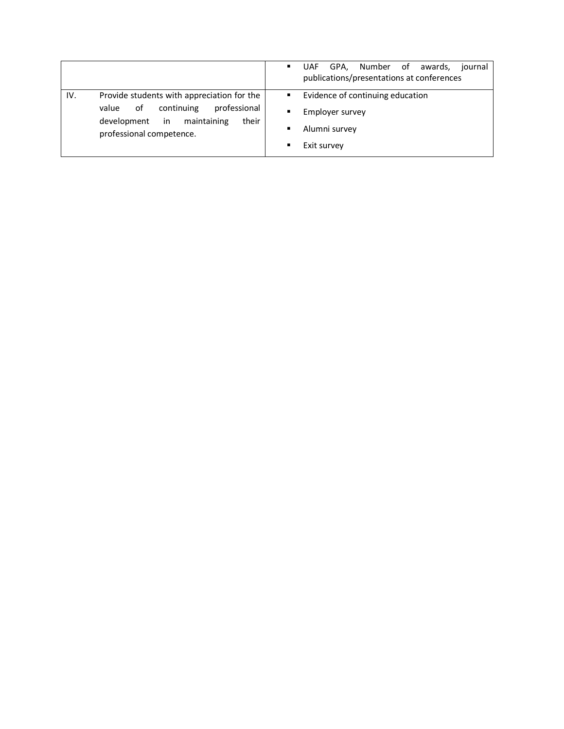| | | |
|---|---|---|
| | | ▪ UAF GPA, Number of awards, journal publications/presentations at conferences |
| IV. | Provide students with appreciation for the value of continuing professional development in maintaining their professional competence. | ▪ Evidence of continuing education<br>▪ Employer survey<br>▪ Alumni survey<br>▪ Exit survey |